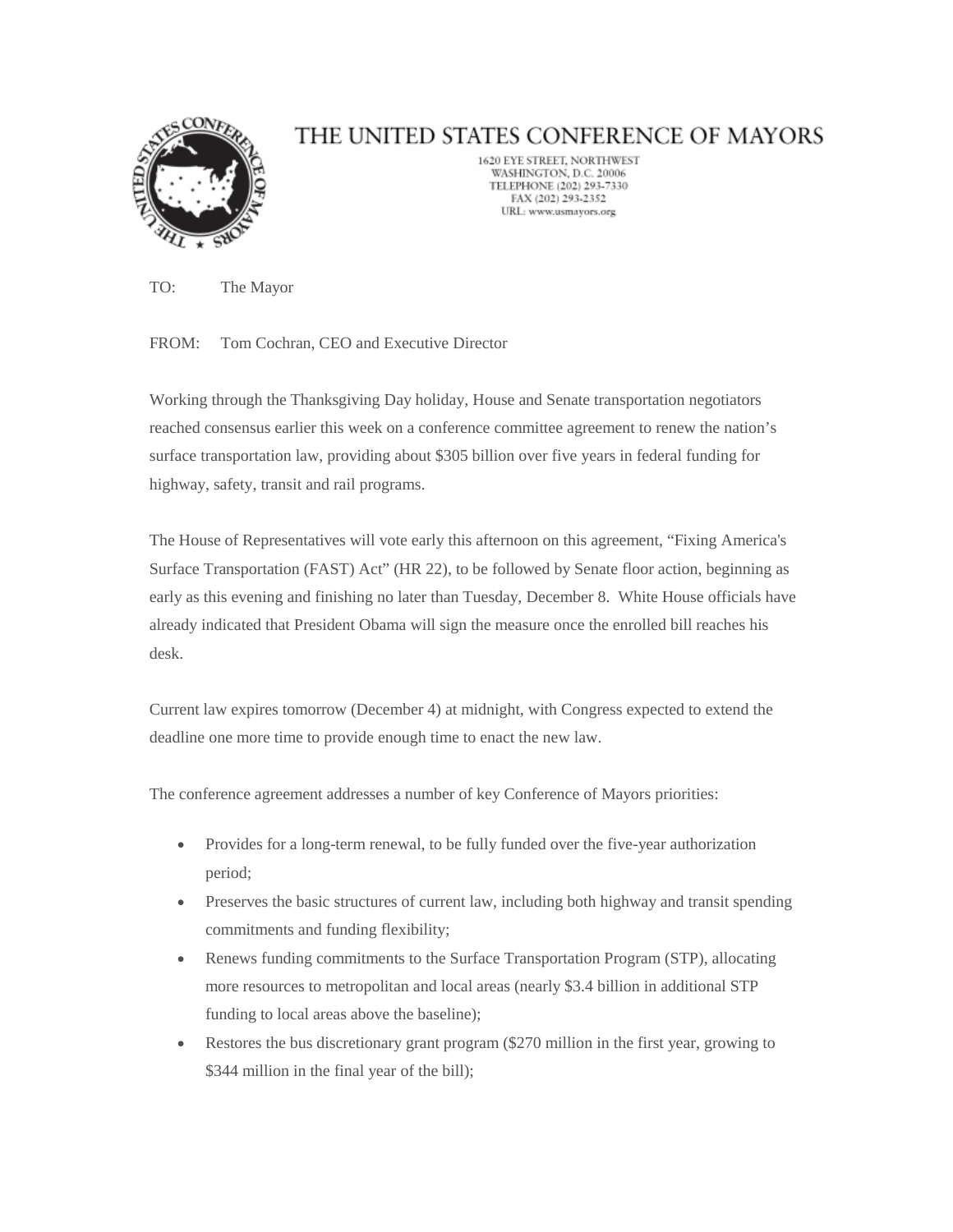# THE UNITED STATES CONFERENCE OF MAYORS

1620 EYE STREET, NORTHWEST
WASHINGTON, D.C. 20006
TELEPHONE (202) 293-7330
FAX (202) 293-2352
URL: www.usmayors.org

TO: The Mayor

FROM: Tom Cochran, CEO and Executive Director

Working through the Thanksgiving Day holiday, House and Senate transportation negotiators reached consensus earlier this week on a conference committee agreement to renew the nation's surface transportation law, providing about $305 billion over five years in federal funding for highway, safety, transit and rail programs.

The House of Representatives will vote early this afternoon on this agreement, "Fixing America's Surface Transportation (FAST) Act" (HR 22), to be followed by Senate floor action, beginning as early as this evening and finishing no later than Tuesday, December 8. White House officials have already indicated that President Obama will sign the measure once the enrolled bill reaches his desk.

Current law expires tomorrow (December 4) at midnight, with Congress expected to extend the deadline one more time to provide enough time to enact the new law.

The conference agreement addresses a number of key Conference of Mayors priorities:

- Provides for a long-term renewal, to be fully funded over the five-year authorization period;
- Preserves the basic structures of current law, including both highway and transit spending commitments and funding flexibility;
- Renews funding commitments to the Surface Transportation Program (STP), allocating more resources to metropolitan and local areas (nearly $3.4 billion in additional STP funding to local areas above the baseline);
- Restores the bus discretionary grant program ($270 million in the first year, growing to $344 million in the final year of the bill);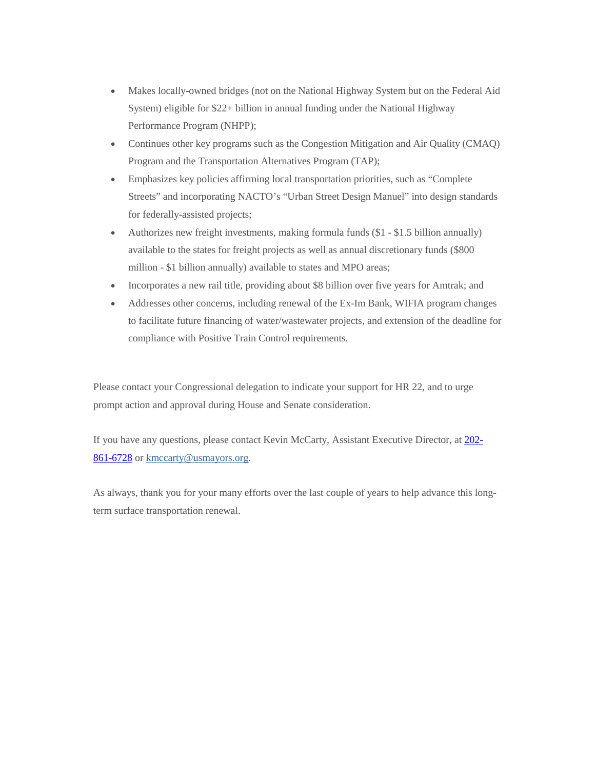- Makes locally-owned bridges (not on the National Highway System but on the Federal Aid System) eligible for $22+ billion in annual funding under the National Highway Performance Program (NHPP);
- Continues other key programs such as the Congestion Mitigation and Air Quality (CMAQ) Program and the Transportation Alternatives Program (TAP);
- Emphasizes key policies affirming local transportation priorities, such as "Complete Streets" and incorporating NACTO's "Urban Street Design Manuel" into design standards for federally-assisted projects;
- Authorizes new freight investments, making formula funds ($1 - $1.5 billion annually) available to the states for freight projects as well as annual discretionary funds ($800 million - $1 billion annually) available to states and MPO areas;
- Incorporates a new rail title, providing about $8 billion over five years for Amtrak; and
- Addresses other concerns, including renewal of the Ex-Im Bank, WIFIA program changes to facilitate future financing of water/wastewater projects, and extension of the deadline for compliance with Positive Train Control requirements.

Please contact your Congressional delegation to indicate your support for HR 22, and to urge prompt action and approval during House and Senate consideration.

If you have any questions, please contact Kevin McCarty, Assistant Executive Director, at [202-861-6728](tel:202-861-6728) or [kmccarty@usmayors.org](mailto:kmccarty@usmayors.org).

As always, thank you for your many efforts over the last couple of years to help advance this long-term surface transportation renewal.